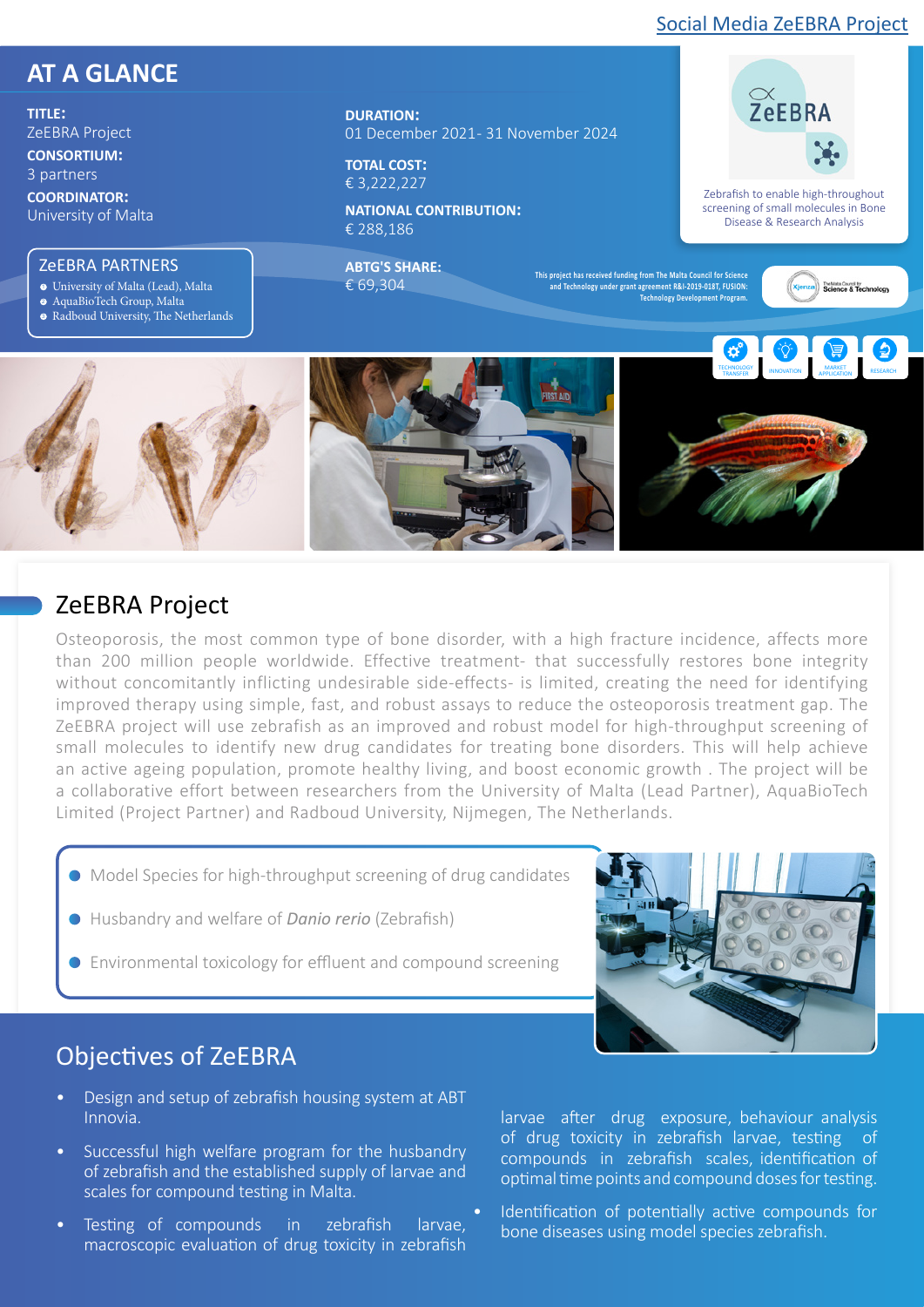[Social Media ZeEBRA Project]

## AT A GLANCE

**TITLE:**
ZeEBRA Project

**CONSORTIUM:**
3 partners

**COORDINATOR:**
University of Malta

**DURATION:**
01 December 2021- 31 November 2024

**TOTAL COST:**
€ 3,222,227

**NATIONAL CONTRIBUTION:**
€ 288,186

**ABTG'S SHARE:**
€ 69,304

### ZeEBRA PARTNERS

- University of Malta (Lead), Malta
- AquaBioTech Group, Malta
- Radboud University, The Netherlands

ZeEBRA

Zebrafish to enable high-throughout screening of small molecules in Bone Disease & Research Analysis

This project has received funding from The Malta Council for Science and Technology under grant agreement R&I-2019-018T, FUSION: Technology Development Program.

TECHNOLOGY TRANSFER | INNOVATION | MARKET APPLICATION | RESEARCH

## ZeEBRA Project

Osteoporosis, the most common type of bone disorder, with a high fracture incidence, affects more than 200 million people worldwide. Effective treatment- that successfully restores bone integrity without concomitantly inflicting undesirable side-effects- is limited, creating the need for identifying improved therapy using simple, fast, and robust assays to reduce the osteoporosis treatment gap. The ZeEBRA project will use zebrafish as an improved and robust model for high-throughput screening of small molecules to identify new drug candidates for treating bone disorders. This will help achieve an active ageing population, promote healthy living, and boost economic growth . The project will be a collaborative effort between researchers from the University of Malta (Lead Partner), AquaBioTech Limited (Project Partner) and Radboud University, Nijmegen, The Netherlands.

- Model Species for high-throughput screening of drug candidates
- Husbandry and welfare of *Danio rerio* (Zebrafish)
- Environmental toxicology for effluent and compound screening

## Objectives of ZeEBRA

- Design and setup of zebrafish housing system at ABT Innovia.
- Successful high welfare program for the husbandry of zebrafish and the established supply of larvae and scales for compound testing in Malta.
- Testing of compounds in zebrafish larvae, macroscopic evaluation of drug toxicity in zebrafish larvae after drug exposure, behaviour analysis of drug toxicity in zebrafish larvae, testing of compounds in zebrafish scales, identification of optimal time points and compound doses for testing.
- Identification of potentially active compounds for bone diseases using model species zebrafish.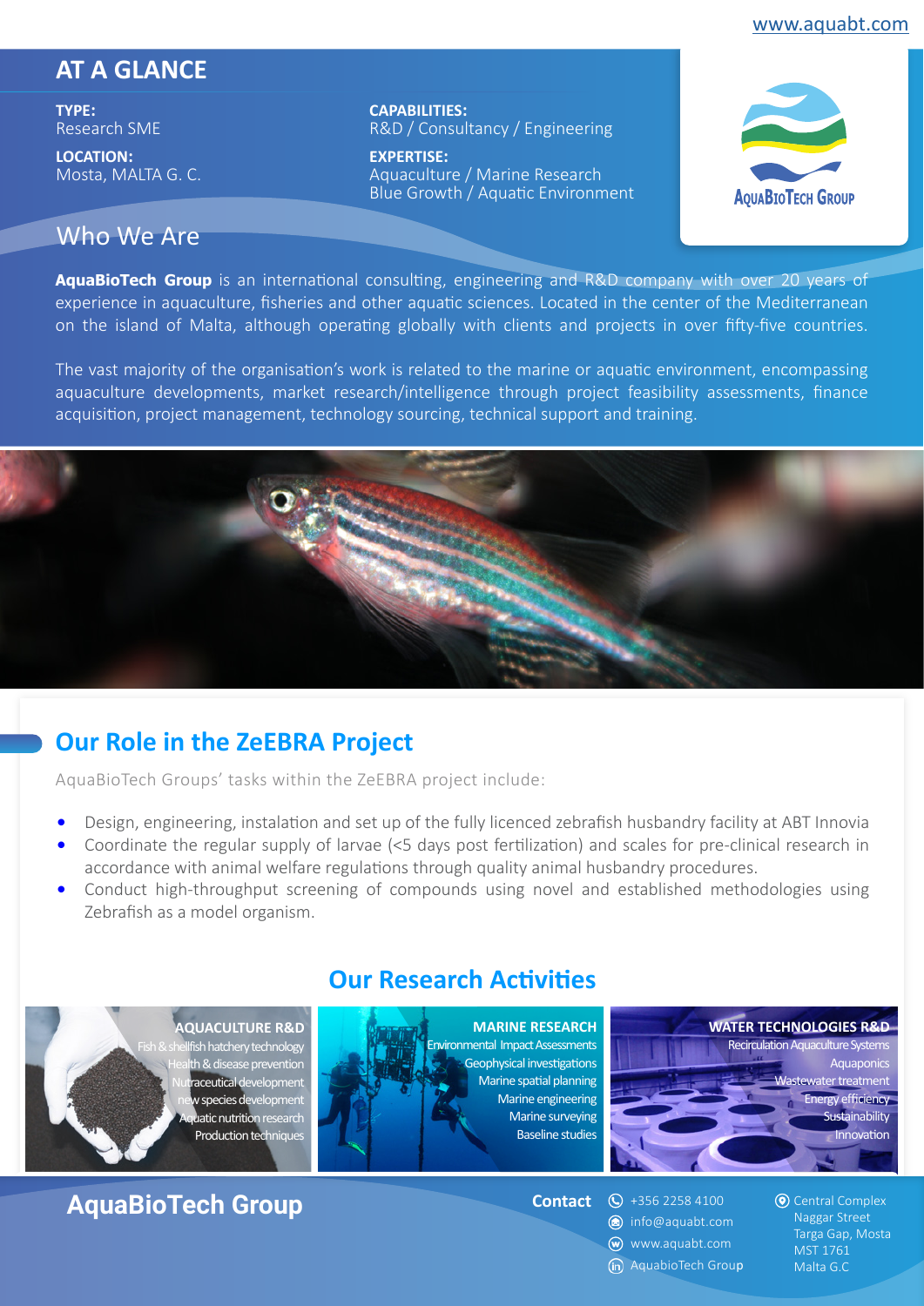www.aquabt.com

## AT A GLANCE

**TYPE:**
Research SME

**LOCATION:**
Mosta, MALTA G. C.

**CAPABILITIES:**
R&D / Consultancy / Engineering

**EXPERTISE:**
Aquaculture / Marine Research
Blue Growth / Aquatic Environment

AquaBioTech Group

## Who We Are

**AquaBioTech Group** is an international consulting, engineering and R&D company with over 20 years of experience in aquaculture, fisheries and other aquatic sciences. Located in the center of the Mediterranean on the island of Malta, although operating globally with clients and projects in over fifty-five countries.

The vast majority of the organisation's work is related to the marine or aquatic environment, encompassing aquaculture developments, market research/intelligence through project feasibility assessments, finance acquisition, project management, technology sourcing, technical support and training.

## Our Role in the ZeEBRA Project

AquaBioTech Groups' tasks within the ZeEBRA project include:

- Design, engineering, instalation and set up of the fully licenced zebrafish husbandry facility at ABT Innovia
- Coordinate the regular supply of larvae (<5 days post fertilization) and scales for pre-clinical research in accordance with animal welfare regulations through quality animal husbandry procedures.
- Conduct high-throughput screening of compounds using novel and established methodologies using Zebrafish as a model organism.

## Our Research Activities

**AQUACULTURE R&D**
Fish & shellfish hatchery technology
Health & disease prevention
Nutraceutical development
new species development
Aquatic nutrition research
Production techniques

**MARINE RESEARCH**
Environmental Impact Assessments
Geophysical investigations
Marine spatial planning
Marine engineering
Marine surveying
Baseline studies

**WATER TECHNOLOGIES R&D**
Recirculation Aquaculture Systems
Aquaponics
Wastewater treatment
Energy efficiency
Sustainability
Innovation

## AquaBioTech Group

**Contact**
+356 2258 4100
info@aquabt.com
www.aquabt.com
AquabioTech Group

Central Complex
Naggar Street
Targa Gap, Mosta
MST 1761
Malta G.C